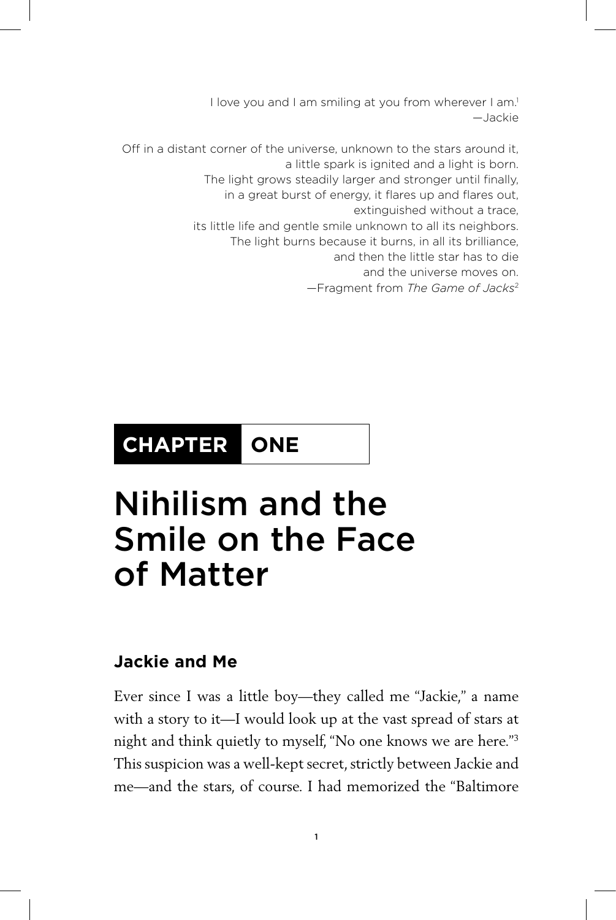I love you and I am smiling at you from wherever I am.[1]
—Jackie

Off in a distant corner of the universe, unknown to the stars around it,
a little spark is ignited and a light is born.
The light grows steadily larger and stronger until finally,
in a great burst of energy, it flares up and flares out,
extinguished without a trace,
its little life and gentle smile unknown to all its neighbors.
The light burns because it burns, in all its brilliance,
and then the little star has to die
and the universe moves on.
—Fragment from *The Game of Jacks*[2]

# CHAPTER ONE

# Nihilism and the Smile on the Face of Matter

## Jackie and Me

Ever since I was a little boy—they called me "Jackie," a name with a story to it—I would look up at the vast spread of stars at night and think quietly to myself, "No one knows we are here."[3] This suspicion was a well-kept secret, strictly between Jackie and me—and the stars, of course. I had memorized the "Baltimore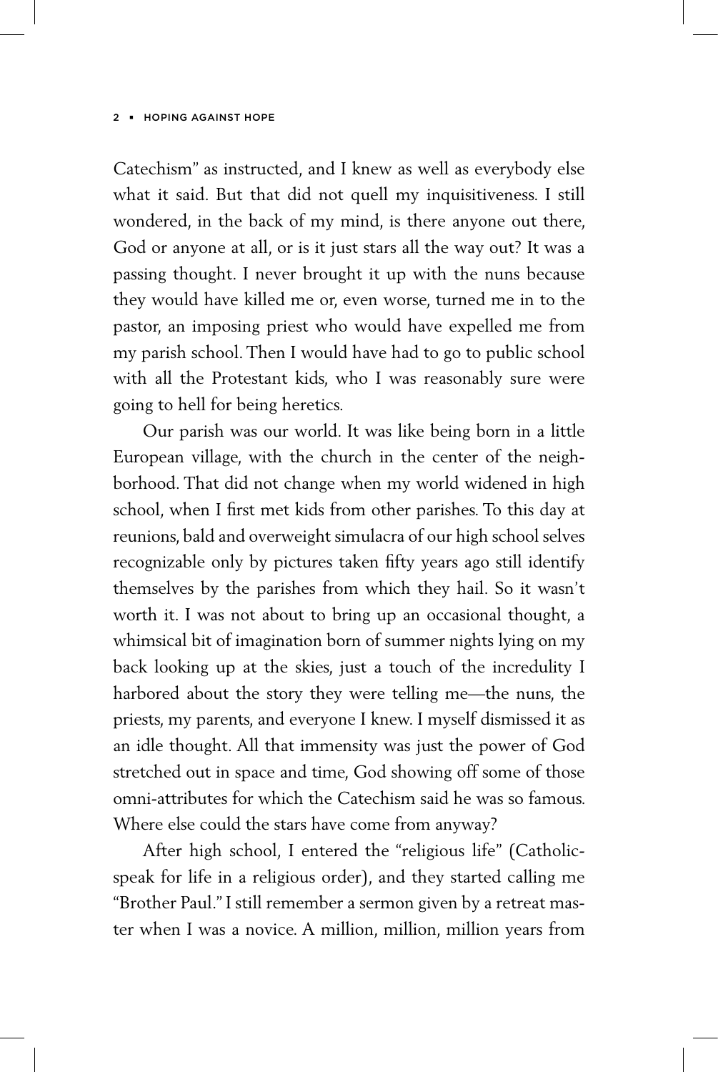Catechism" as instructed, and I knew as well as everybody else what it said. But that did not quell my inquisitiveness. I still wondered, in the back of my mind, is there anyone out there, God or anyone at all, or is it just stars all the way out? It was a passing thought. I never brought it up with the nuns because they would have killed me or, even worse, turned me in to the pastor, an imposing priest who would have expelled me from my parish school. Then I would have had to go to public school with all the Protestant kids, who I was reasonably sure were going to hell for being heretics.

Our parish was our world. It was like being born in a little European village, with the church in the center of the neighborhood. That did not change when my world widened in high school, when I first met kids from other parishes. To this day at reunions, bald and overweight simulacra of our high school selves recognizable only by pictures taken fifty years ago still identify themselves by the parishes from which they hail. So it wasn't worth it. I was not about to bring up an occasional thought, a whimsical bit of imagination born of summer nights lying on my back looking up at the skies, just a touch of the incredulity I harbored about the story they were telling me—the nuns, the priests, my parents, and everyone I knew. I myself dismissed it as an idle thought. All that immensity was just the power of God stretched out in space and time, God showing off some of those omni-attributes for which the Catechism said he was so famous. Where else could the stars have come from anyway?

After high school, I entered the "religious life" (Catholic-speak for life in a religious order), and they started calling me "Brother Paul." I still remember a sermon given by a retreat master when I was a novice. A million, million, million years from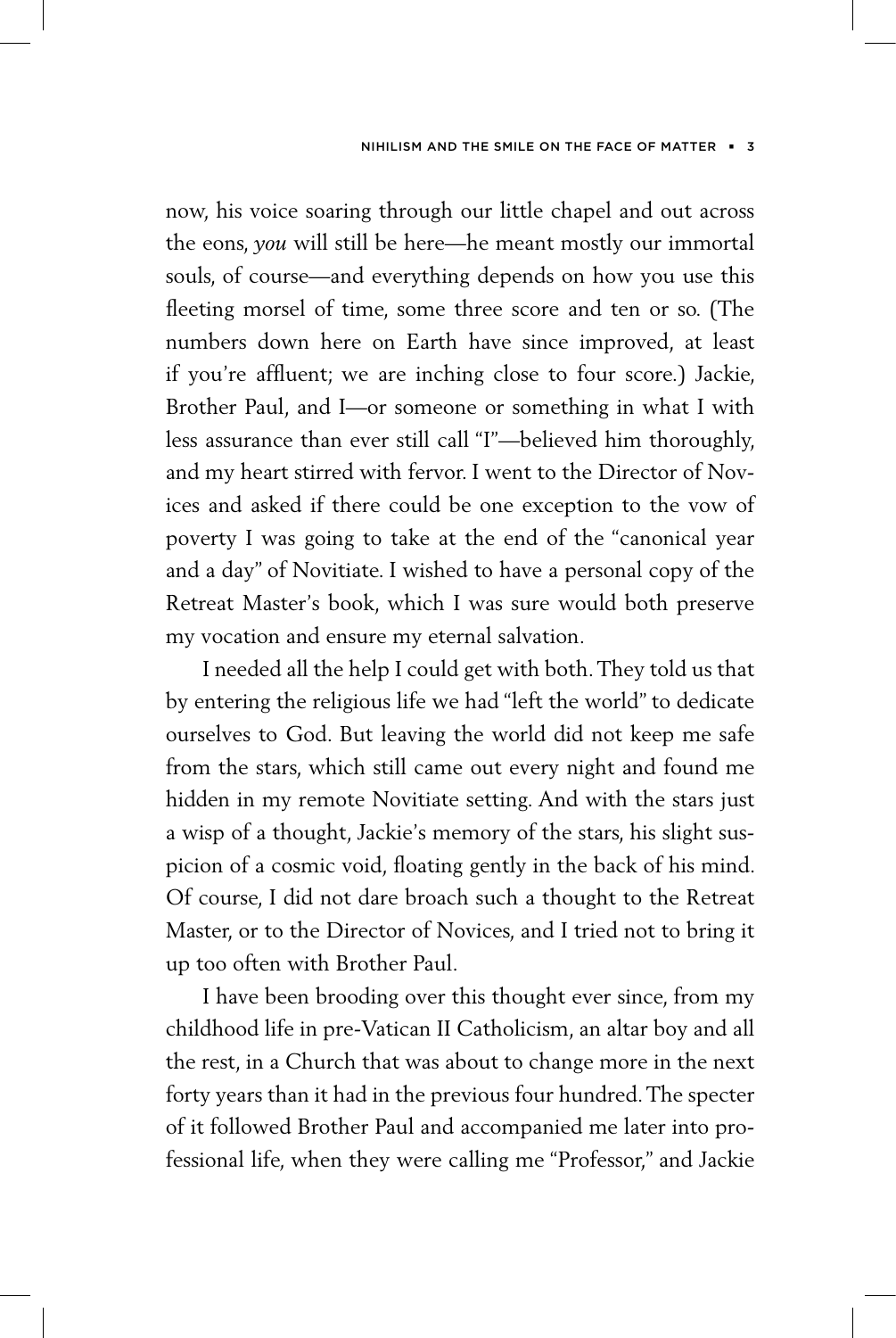now, his voice soaring through our little chapel and out across the eons, *you* will still be here—he meant mostly our immortal souls, of course—and everything depends on how you use this fleeting morsel of time, some three score and ten or so. (The numbers down here on Earth have since improved, at least if you're affluent; we are inching close to four score.) Jackie, Brother Paul, and I—or someone or something in what I with less assurance than ever still call "I"—believed him thoroughly, and my heart stirred with fervor. I went to the Director of Novices and asked if there could be one exception to the vow of poverty I was going to take at the end of the "canonical year and a day" of Novitiate. I wished to have a personal copy of the Retreat Master's book, which I was sure would both preserve my vocation and ensure my eternal salvation.

I needed all the help I could get with both. They told us that by entering the religious life we had "left the world" to dedicate ourselves to God. But leaving the world did not keep me safe from the stars, which still came out every night and found me hidden in my remote Novitiate setting. And with the stars just a wisp of a thought, Jackie's memory of the stars, his slight suspicion of a cosmic void, floating gently in the back of his mind. Of course, I did not dare broach such a thought to the Retreat Master, or to the Director of Novices, and I tried not to bring it up too often with Brother Paul.

I have been brooding over this thought ever since, from my childhood life in pre-Vatican II Catholicism, an altar boy and all the rest, in a Church that was about to change more in the next forty years than it had in the previous four hundred. The specter of it followed Brother Paul and accompanied me later into professional life, when they were calling me "Professor," and Jackie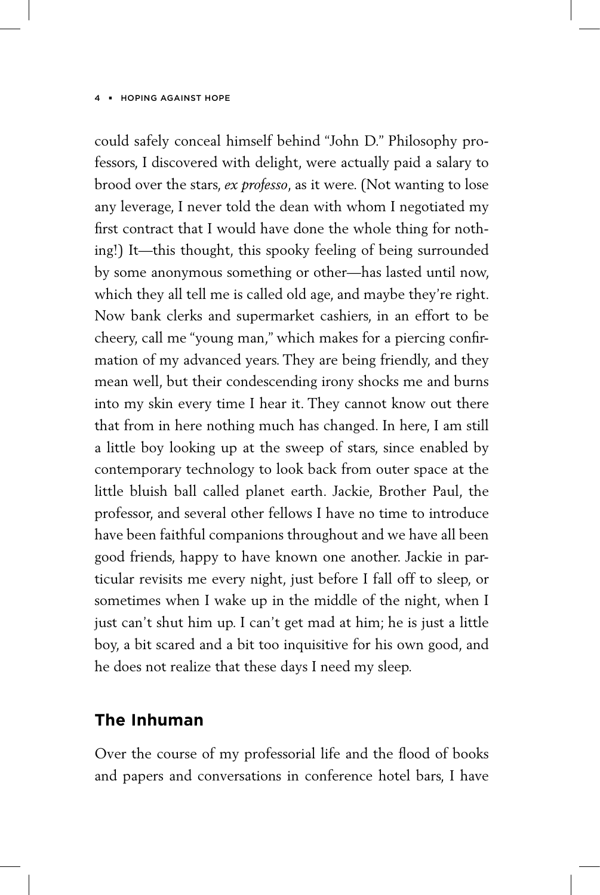could safely conceal himself behind "John D." Philosophy professors, I discovered with delight, were actually paid a salary to brood over the stars, *ex professo*, as it were. (Not wanting to lose any leverage, I never told the dean with whom I negotiated my first contract that I would have done the whole thing for nothing!) It—this thought, this spooky feeling of being surrounded by some anonymous something or other—has lasted until now, which they all tell me is called old age, and maybe they're right. Now bank clerks and supermarket cashiers, in an effort to be cheery, call me "young man," which makes for a piercing confirmation of my advanced years. They are being friendly, and they mean well, but their condescending irony shocks me and burns into my skin every time I hear it. They cannot know out there that from in here nothing much has changed. In here, I am still a little boy looking up at the sweep of stars, since enabled by contemporary technology to look back from outer space at the little bluish ball called planet earth. Jackie, Brother Paul, the professor, and several other fellows I have no time to introduce have been faithful companions throughout and we have all been good friends, happy to have known one another. Jackie in particular revisits me every night, just before I fall off to sleep, or sometimes when I wake up in the middle of the night, when I just can't shut him up. I can't get mad at him; he is just a little boy, a bit scared and a bit too inquisitive for his own good, and he does not realize that these days I need my sleep.

## The Inhuman

Over the course of my professorial life and the flood of books and papers and conversations in conference hotel bars, I have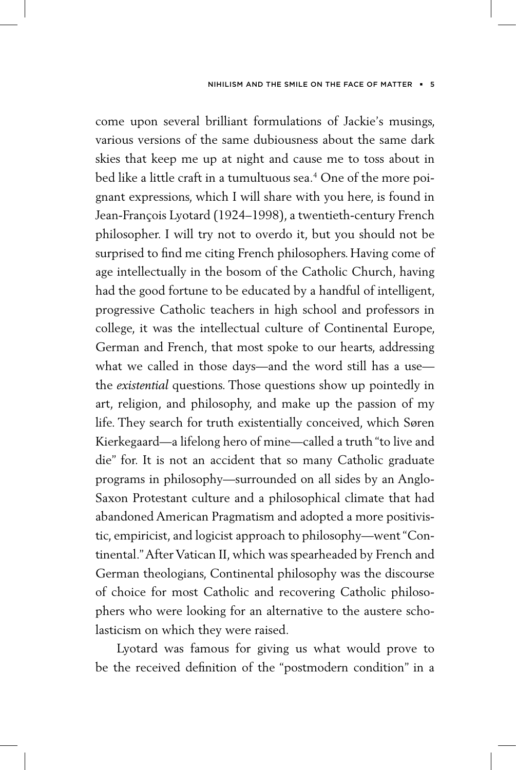come upon several brilliant formulations of Jackie's musings, various versions of the same dubiousness about the same dark skies that keep me up at night and cause me to toss about in bed like a little craft in a tumultuous sea.[4] One of the more poignant expressions, which I will share with you here, is found in Jean-François Lyotard (1924–1998), a twentieth-century French philosopher. I will try not to overdo it, but you should not be surprised to find me citing French philosophers. Having come of age intellectually in the bosom of the Catholic Church, having had the good fortune to be educated by a handful of intelligent, progressive Catholic teachers in high school and professors in college, it was the intellectual culture of Continental Europe, German and French, that most spoke to our hearts, addressing what we called in those days—and the word still has a use—the *existential* questions. Those questions show up pointedly in art, religion, and philosophy, and make up the passion of my life. They search for truth existentially conceived, which Søren Kierkegaard—a lifelong hero of mine—called a truth "to live and die" for. It is not an accident that so many Catholic graduate programs in philosophy—surrounded on all sides by an Anglo-Saxon Protestant culture and a philosophical climate that had abandoned American Pragmatism and adopted a more positivistic, empiricist, and logicist approach to philosophy—went "Continental." After Vatican II, which was spearheaded by French and German theologians, Continental philosophy was the discourse of choice for most Catholic and recovering Catholic philosophers who were looking for an alternative to the austere scholasticism on which they were raised.

Lyotard was famous for giving us what would prove to be the received definition of the "postmodern condition" in a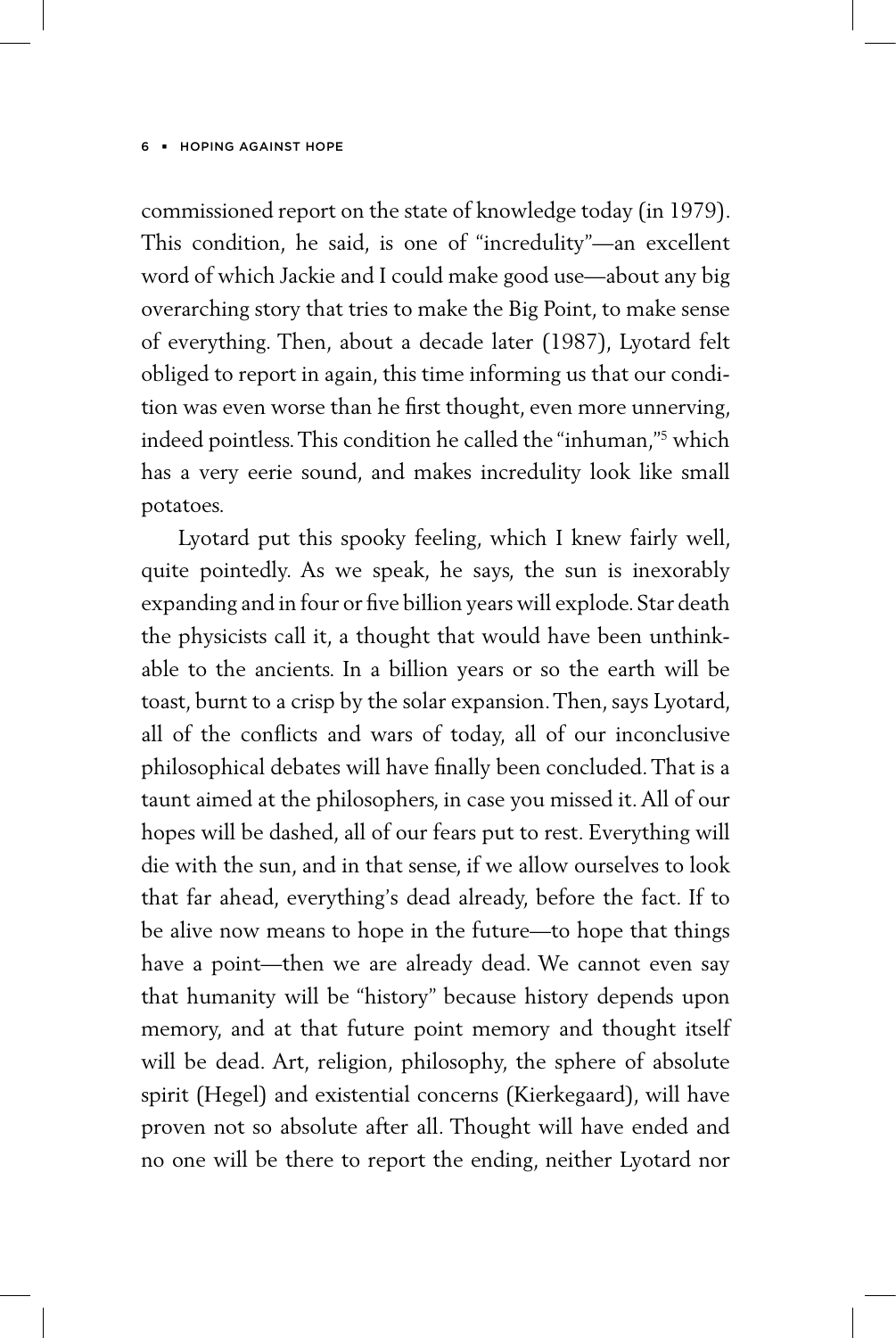commissioned report on the state of knowledge today (in 1979). This condition, he said, is one of "incredulity"—an excellent word of which Jackie and I could make good use—about any big overarching story that tries to make the Big Point, to make sense of everything. Then, about a decade later (1987), Lyotard felt obliged to report in again, this time informing us that our condition was even worse than he first thought, even more unnerving, indeed pointless. This condition he called the "inhuman,"[5] which has a very eerie sound, and makes incredulity look like small potatoes.

Lyotard put this spooky feeling, which I knew fairly well, quite pointedly. As we speak, he says, the sun is inexorably expanding and in four or five billion years will explode. Star death the physicists call it, a thought that would have been unthinkable to the ancients. In a billion years or so the earth will be toast, burnt to a crisp by the solar expansion. Then, says Lyotard, all of the conflicts and wars of today, all of our inconclusive philosophical debates will have finally been concluded. That is a taunt aimed at the philosophers, in case you missed it. All of our hopes will be dashed, all of our fears put to rest. Everything will die with the sun, and in that sense, if we allow ourselves to look that far ahead, everything's dead already, before the fact. If to be alive now means to hope in the future—to hope that things have a point—then we are already dead. We cannot even say that humanity will be "history" because history depends upon memory, and at that future point memory and thought itself will be dead. Art, religion, philosophy, the sphere of absolute spirit (Hegel) and existential concerns (Kierkegaard), will have proven not so absolute after all. Thought will have ended and no one will be there to report the ending, neither Lyotard nor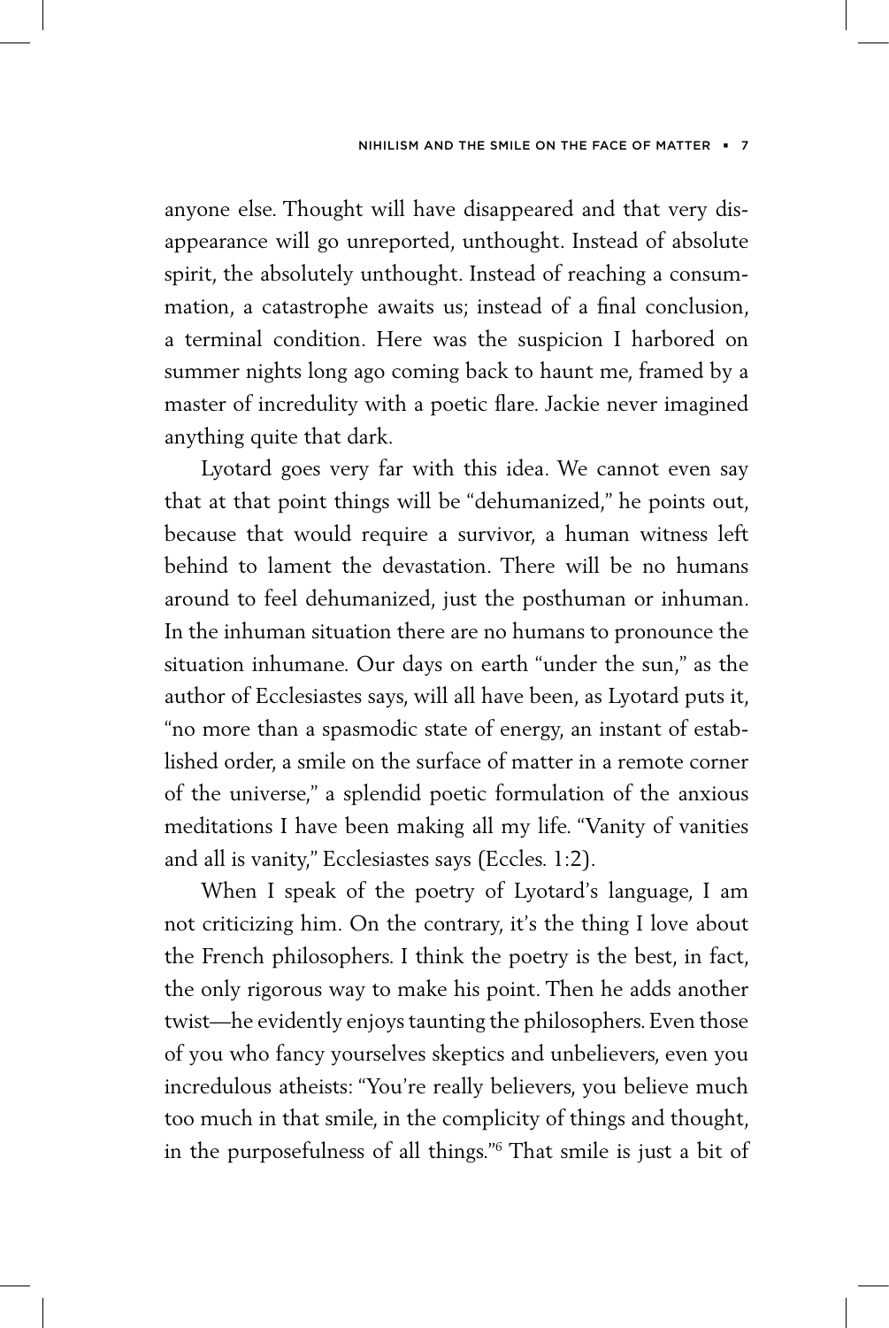anyone else. Thought will have disappeared and that very disappearance will go unreported, unthought. Instead of absolute spirit, the absolutely unthought. Instead of reaching a consummation, a catastrophe awaits us; instead of a final conclusion, a terminal condition. Here was the suspicion I harbored on summer nights long ago coming back to haunt me, framed by a master of incredulity with a poetic flare. Jackie never imagined anything quite that dark.

Lyotard goes very far with this idea. We cannot even say that at that point things will be "dehumanized," he points out, because that would require a survivor, a human witness left behind to lament the devastation. There will be no humans around to feel dehumanized, just the posthuman or inhuman. In the inhuman situation there are no humans to pronounce the situation inhumane. Our days on earth "under the sun," as the author of Ecclesiastes says, will all have been, as Lyotard puts it, "no more than a spasmodic state of energy, an instant of established order, a smile on the surface of matter in a remote corner of the universe," a splendid poetic formulation of the anxious meditations I have been making all my life. "Vanity of vanities and all is vanity," Ecclesiastes says (Eccles. 1:2).

When I speak of the poetry of Lyotard's language, I am not criticizing him. On the contrary, it's the thing I love about the French philosophers. I think the poetry is the best, in fact, the only rigorous way to make his point. Then he adds another twist—he evidently enjoys taunting the philosophers. Even those of you who fancy yourselves skeptics and unbelievers, even you incredulous atheists: "You're really believers, you believe much too much in that smile, in the complicity of things and thought, in the purposefulness of all things."[6] That smile is just a bit of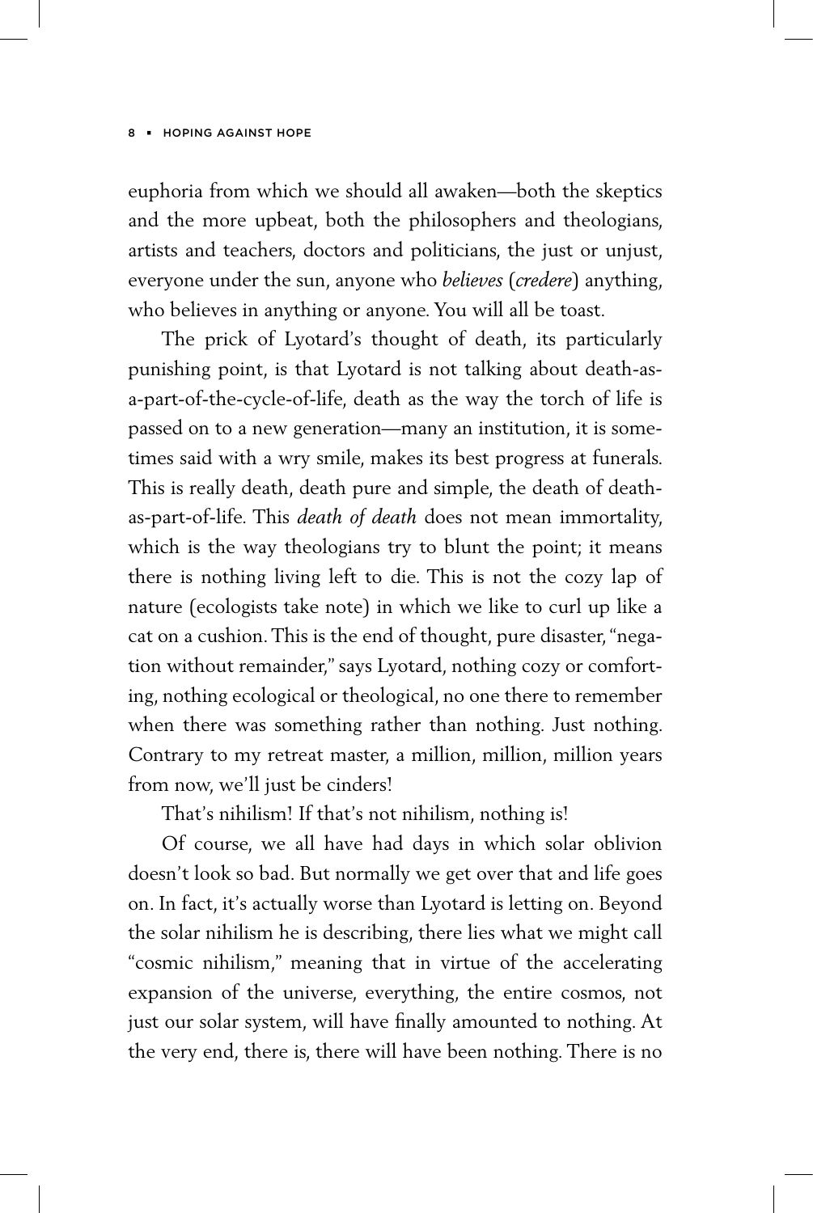euphoria from which we should all awaken—both the skeptics and the more upbeat, both the philosophers and theologians, artists and teachers, doctors and politicians, the just or unjust, everyone under the sun, anyone who *believes* (*credere*) anything, who believes in anything or anyone. You will all be toast.

The prick of Lyotard's thought of death, its particularly punishing point, is that Lyotard is not talking about death-as-a-part-of-the-cycle-of-life, death as the way the torch of life is passed on to a new generation—many an institution, it is sometimes said with a wry smile, makes its best progress at funerals. This is really death, death pure and simple, the death of death-as-part-of-life. This *death of death* does not mean immortality, which is the way theologians try to blunt the point; it means there is nothing living left to die. This is not the cozy lap of nature (ecologists take note) in which we like to curl up like a cat on a cushion. This is the end of thought, pure disaster, "negation without remainder," says Lyotard, nothing cozy or comforting, nothing ecological or theological, no one there to remember when there was something rather than nothing. Just nothing. Contrary to my retreat master, a million, million, million years from now, we'll just be cinders!

That's nihilism! If that's not nihilism, nothing is!

Of course, we all have had days in which solar oblivion doesn't look so bad. But normally we get over that and life goes on. In fact, it's actually worse than Lyotard is letting on. Beyond the solar nihilism he is describing, there lies what we might call "cosmic nihilism," meaning that in virtue of the accelerating expansion of the universe, everything, the entire cosmos, not just our solar system, will have finally amounted to nothing. At the very end, there is, there will have been nothing. There is no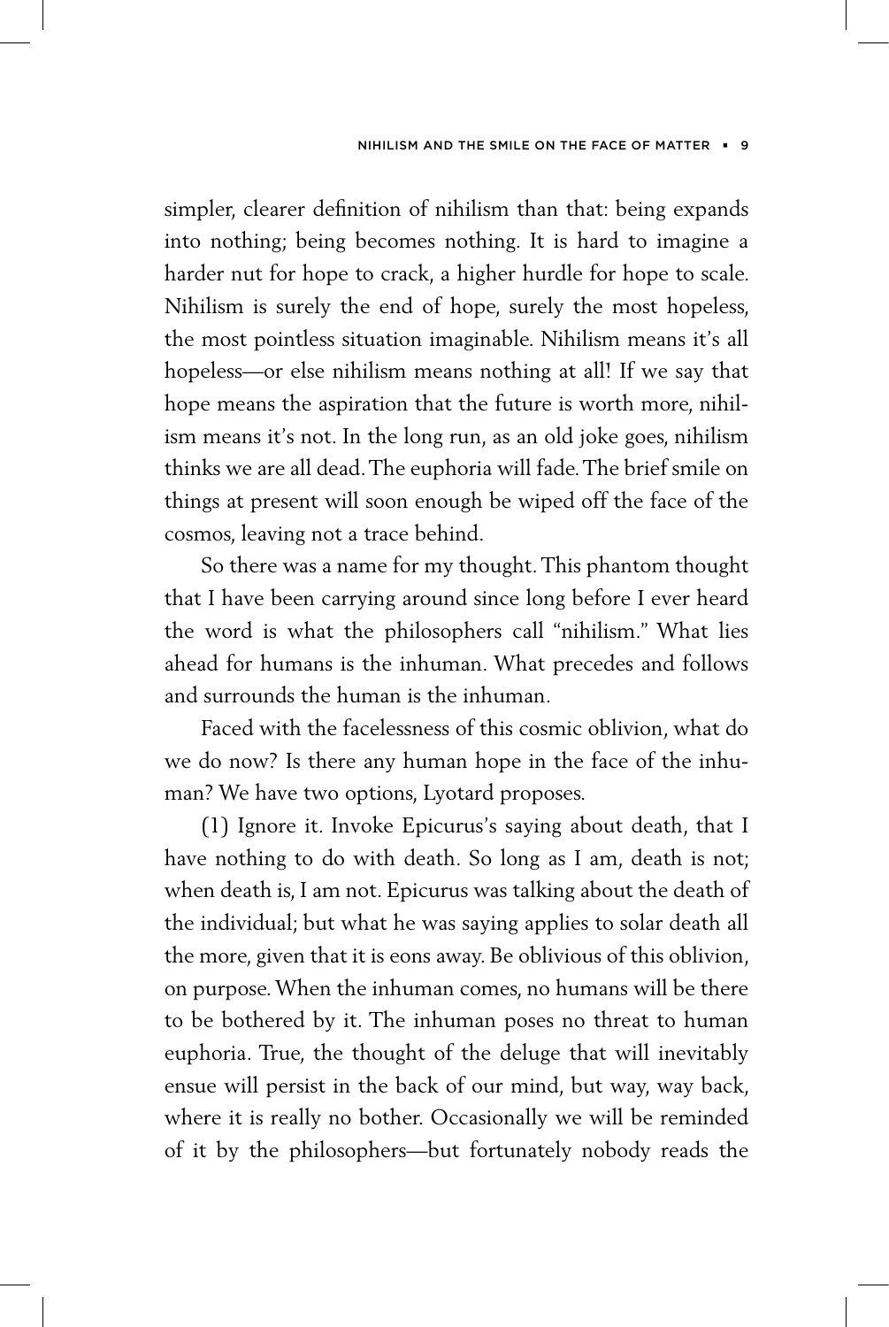simpler, clearer definition of nihilism than that: being expands into nothing; being becomes nothing. It is hard to imagine a harder nut for hope to crack, a higher hurdle for hope to scale. Nihilism is surely the end of hope, surely the most hopeless, the most pointless situation imaginable. Nihilism means it's all hopeless—or else nihilism means nothing at all! If we say that hope means the aspiration that the future is worth more, nihilism means it's not. In the long run, as an old joke goes, nihilism thinks we are all dead. The euphoria will fade. The brief smile on things at present will soon enough be wiped off the face of the cosmos, leaving not a trace behind.

So there was a name for my thought. This phantom thought that I have been carrying around since long before I ever heard the word is what the philosophers call "nihilism." What lies ahead for humans is the inhuman. What precedes and follows and surrounds the human is the inhuman.

Faced with the facelessness of this cosmic oblivion, what do we do now? Is there any human hope in the face of the inhuman? We have two options, Lyotard proposes.

(1) Ignore it. Invoke Epicurus's saying about death, that I have nothing to do with death. So long as I am, death is not; when death is, I am not. Epicurus was talking about the death of the individual; but what he was saying applies to solar death all the more, given that it is eons away. Be oblivious of this oblivion, on purpose. When the inhuman comes, no humans will be there to be bothered by it. The inhuman poses no threat to human euphoria. True, the thought of the deluge that will inevitably ensue will persist in the back of our mind, but way, way back, where it is really no bother. Occasionally we will be reminded of it by the philosophers—but fortunately nobody reads the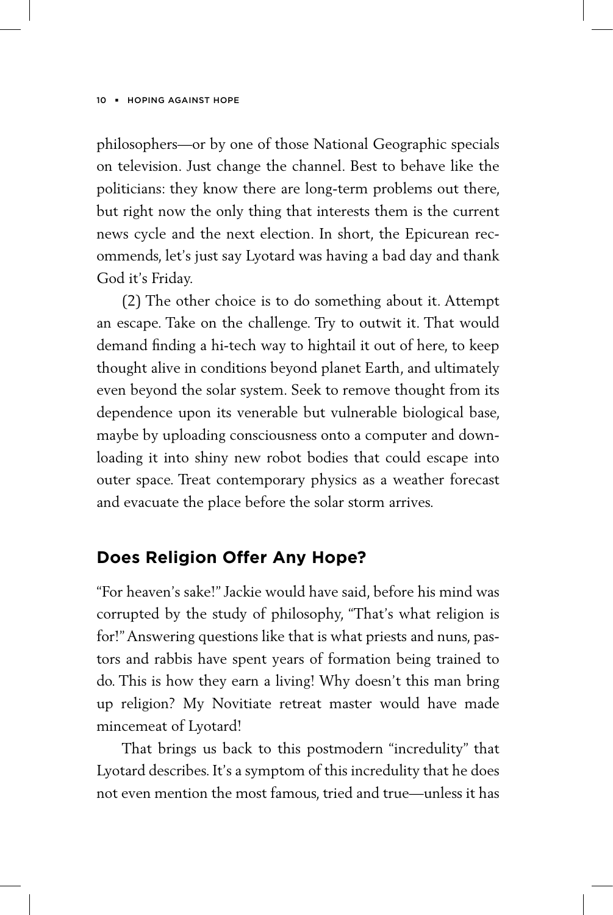philosophers—or by one of those National Geographic specials on television. Just change the channel. Best to behave like the politicians: they know there are long-term problems out there, but right now the only thing that interests them is the current news cycle and the next election. In short, the Epicurean recommends, let's just say Lyotard was having a bad day and thank God it's Friday.

(2) The other choice is to do something about it. Attempt an escape. Take on the challenge. Try to outwit it. That would demand finding a hi-tech way to hightail it out of here, to keep thought alive in conditions beyond planet Earth, and ultimately even beyond the solar system. Seek to remove thought from its dependence upon its venerable but vulnerable biological base, maybe by uploading consciousness onto a computer and downloading it into shiny new robot bodies that could escape into outer space. Treat contemporary physics as a weather forecast and evacuate the place before the solar storm arrives.

## Does Religion Offer Any Hope?

"For heaven's sake!" Jackie would have said, before his mind was corrupted by the study of philosophy, "That's what religion is for!" Answering questions like that is what priests and nuns, pastors and rabbis have spent years of formation being trained to do. This is how they earn a living! Why doesn't this man bring up religion? My Novitiate retreat master would have made mincemeat of Lyotard!

That brings us back to this postmodern "incredulity" that Lyotard describes. It's a symptom of this incredulity that he does not even mention the most famous, tried and true—unless it has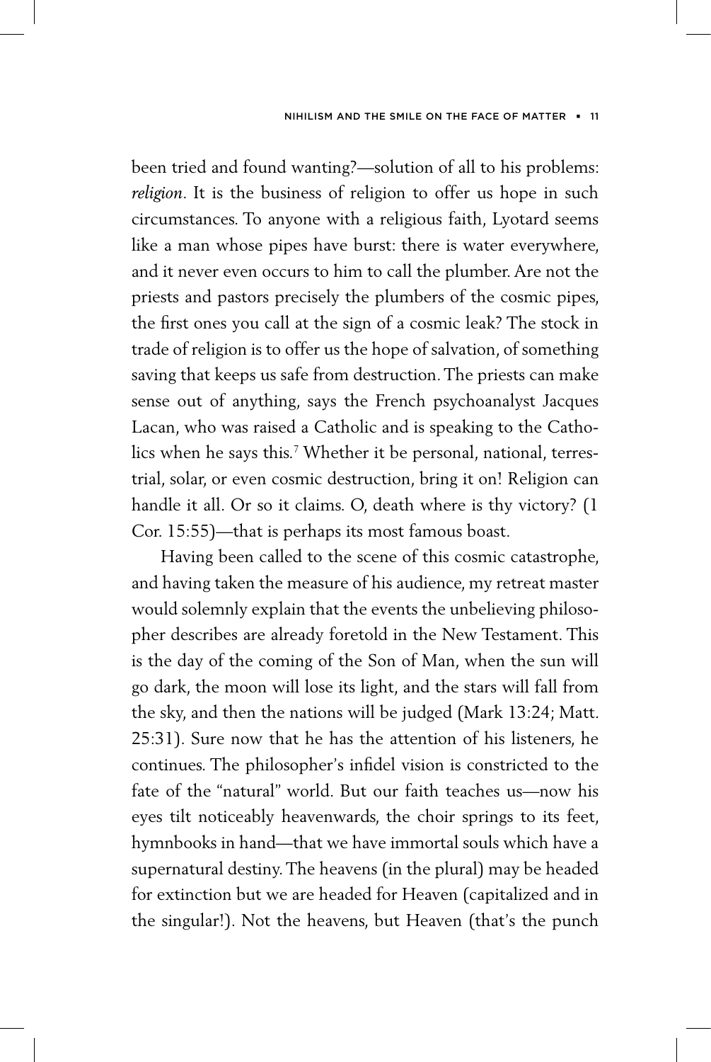been tried and found wanting?—solution of all to his problems: *religion*. It is the business of religion to offer us hope in such circumstances. To anyone with a religious faith, Lyotard seems like a man whose pipes have burst: there is water everywhere, and it never even occurs to him to call the plumber. Are not the priests and pastors precisely the plumbers of the cosmic pipes, the first ones you call at the sign of a cosmic leak? The stock in trade of religion is to offer us the hope of salvation, of something saving that keeps us safe from destruction. The priests can make sense out of anything, says the French psychoanalyst Jacques Lacan, who was raised a Catholic and is speaking to the Catholics when he says this.[7] Whether it be personal, national, terrestrial, solar, or even cosmic destruction, bring it on! Religion can handle it all. Or so it claims. O, death where is thy victory? (1 Cor. 15:55)—that is perhaps its most famous boast.

Having been called to the scene of this cosmic catastrophe, and having taken the measure of his audience, my retreat master would solemnly explain that the events the unbelieving philosopher describes are already foretold in the New Testament. This is the day of the coming of the Son of Man, when the sun will go dark, the moon will lose its light, and the stars will fall from the sky, and then the nations will be judged (Mark 13:24; Matt. 25:31). Sure now that he has the attention of his listeners, he continues. The philosopher's infidel vision is constricted to the fate of the "natural" world. But our faith teaches us—now his eyes tilt noticeably heavenwards, the choir springs to its feet, hymnbooks in hand—that we have immortal souls which have a supernatural destiny. The heavens (in the plural) may be headed for extinction but we are headed for Heaven (capitalized and in the singular!). Not the heavens, but Heaven (that's the punch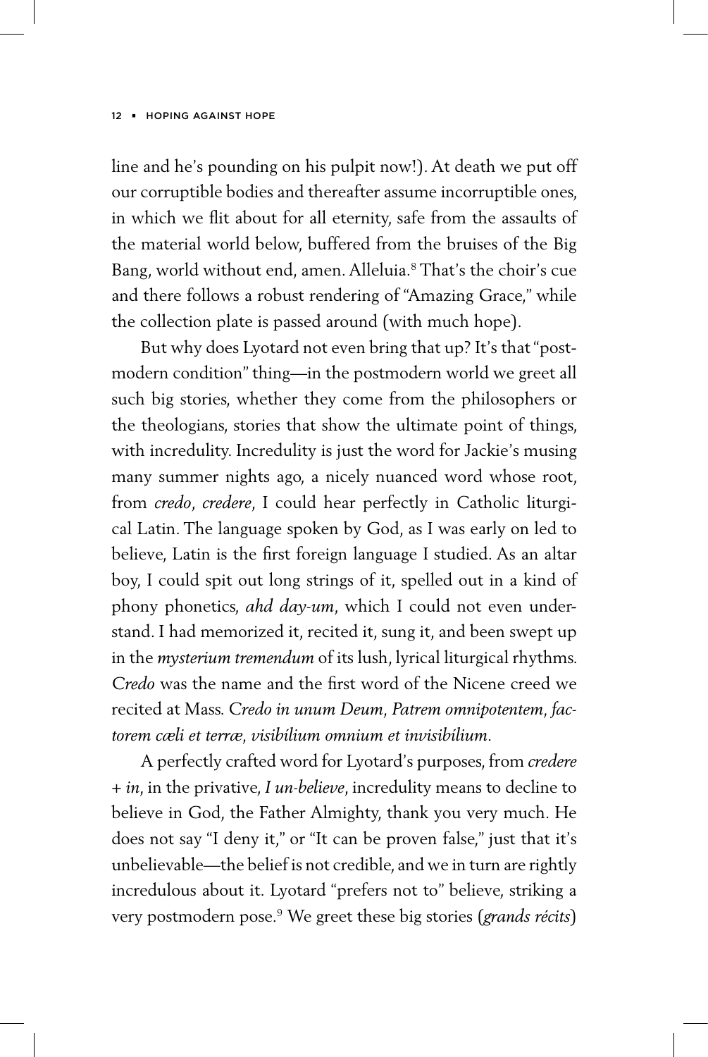line and he's pounding on his pulpit now!). At death we put off our corruptible bodies and thereafter assume incorruptible ones, in which we flit about for all eternity, safe from the assaults of the material world below, buffered from the bruises of the Big Bang, world without end, amen. Alleluia.[8] That's the choir's cue and there follows a robust rendering of "Amazing Grace," while the collection plate is passed around (with much hope).

But why does Lyotard not even bring that up? It's that "postmodern condition" thing—in the postmodern world we greet all such big stories, whether they come from the philosophers or the theologians, stories that show the ultimate point of things, with incredulity. Incredulity is just the word for Jackie's musing many summer nights ago, a nicely nuanced word whose root, from *credo*, *credere*, I could hear perfectly in Catholic liturgical Latin. The language spoken by God, as I was early on led to believe, Latin is the first foreign language I studied. As an altar boy, I could spit out long strings of it, spelled out in a kind of phony phonetics, *ahd day-um*, which I could not even understand. I had memorized it, recited it, sung it, and been swept up in the *mysterium tremendum* of its lush, lyrical liturgical rhythms. *Credo* was the name and the first word of the Nicene creed we recited at Mass. *Credo in unum Deum, Patrem omnipotentem, factorem cæli et terræ, visibílium omnium et invisibílium.*

A perfectly crafted word for Lyotard's purposes, from *credere + in*, in the privative, *I un-believe*, incredulity means to decline to believe in God, the Father Almighty, thank you very much. He does not say "I deny it," or "It can be proven false," just that it's unbelievable—the belief is not credible, and we in turn are rightly incredulous about it. Lyotard "prefers not to" believe, striking a very postmodern pose.[9] We greet these big stories (*grands récits*)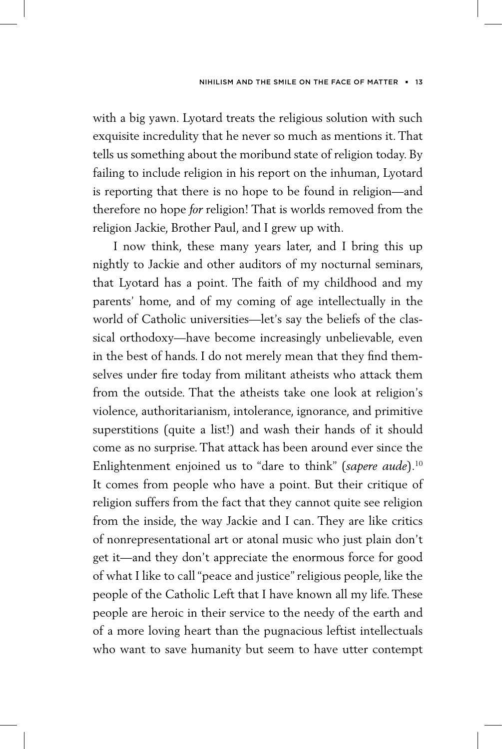with a big yawn. Lyotard treats the religious solution with such exquisite incredulity that he never so much as mentions it. That tells us something about the moribund state of religion today. By failing to include religion in his report on the inhuman, Lyotard is reporting that there is no hope to be found in religion—and therefore no hope *for* religion! That is worlds removed from the religion Jackie, Brother Paul, and I grew up with.

I now think, these many years later, and I bring this up nightly to Jackie and other auditors of my nocturnal seminars, that Lyotard has a point. The faith of my childhood and my parents' home, and of my coming of age intellectually in the world of Catholic universities—let's say the beliefs of the classical orthodoxy—have become increasingly unbelievable, even in the best of hands. I do not merely mean that they find themselves under fire today from militant atheists who attack them from the outside. That the atheists take one look at religion's violence, authoritarianism, intolerance, ignorance, and primitive superstitions (quite a list!) and wash their hands of it should come as no surprise. That attack has been around ever since the Enlightenment enjoined us to "dare to think" (*sapere aude*).[10] It comes from people who have a point. But their critique of religion suffers from the fact that they cannot quite see religion from the inside, the way Jackie and I can. They are like critics of nonrepresentational art or atonal music who just plain don't get it—and they don't appreciate the enormous force for good of what I like to call "peace and justice" religious people, like the people of the Catholic Left that I have known all my life. These people are heroic in their service to the needy of the earth and of a more loving heart than the pugnacious leftist intellectuals who want to save humanity but seem to have utter contempt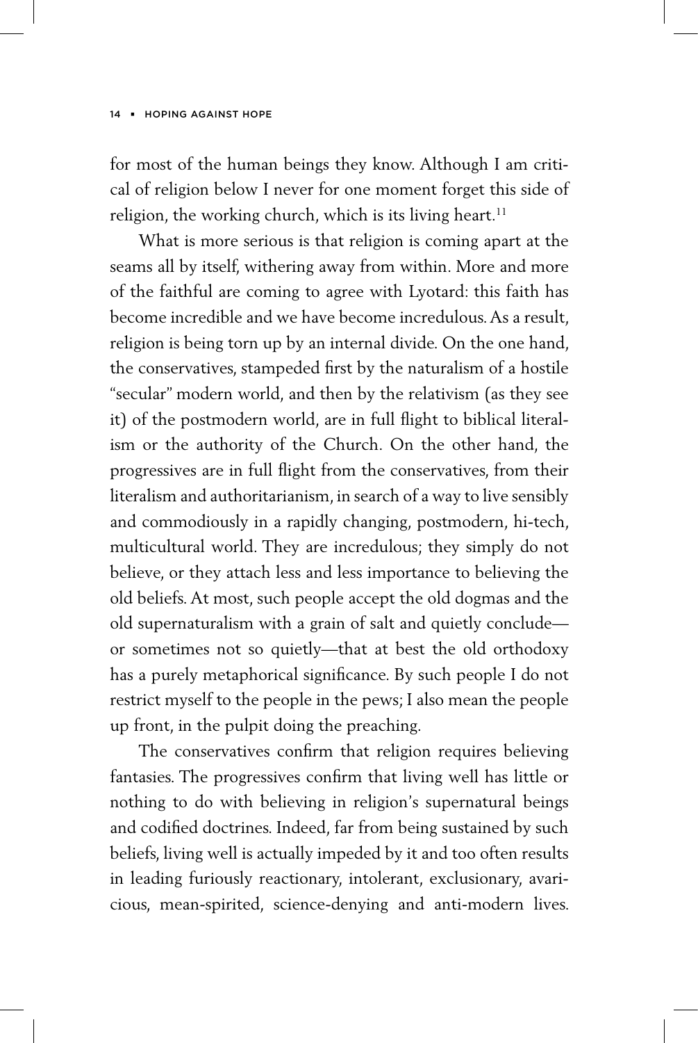for most of the human beings they know. Although I am critical of religion below I never for one moment forget this side of religion, the working church, which is its living heart.[11]

What is more serious is that religion is coming apart at the seams all by itself, withering away from within. More and more of the faithful are coming to agree with Lyotard: this faith has become incredible and we have become incredulous. As a result, religion is being torn up by an internal divide. On the one hand, the conservatives, stampeded first by the naturalism of a hostile "secular" modern world, and then by the relativism (as they see it) of the postmodern world, are in full flight to biblical literalism or the authority of the Church. On the other hand, the progressives are in full flight from the conservatives, from their literalism and authoritarianism, in search of a way to live sensibly and commodiously in a rapidly changing, postmodern, hi-tech, multicultural world. They are incredulous; they simply do not believe, or they attach less and less importance to believing the old beliefs. At most, such people accept the old dogmas and the old supernaturalism with a grain of salt and quietly conclude—or sometimes not so quietly—that at best the old orthodoxy has a purely metaphorical significance. By such people I do not restrict myself to the people in the pews; I also mean the people up front, in the pulpit doing the preaching.

The conservatives confirm that religion requires believing fantasies. The progressives confirm that living well has little or nothing to do with believing in religion's supernatural beings and codified doctrines. Indeed, far from being sustained by such beliefs, living well is actually impeded by it and too often results in leading furiously reactionary, intolerant, exclusionary, avaricious, mean-spirited, science-denying and anti-modern lives.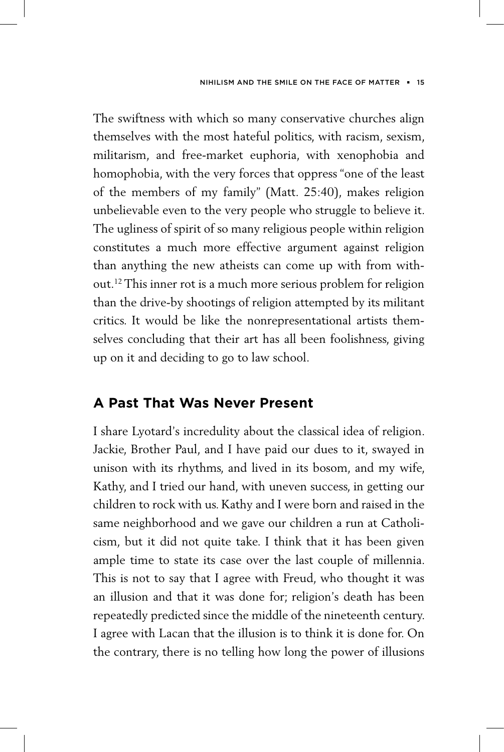The swiftness with which so many conservative churches align themselves with the most hateful politics, with racism, sexism, militarism, and free-market euphoria, with xenophobia and homophobia, with the very forces that oppress "one of the least of the members of my family" (Matt. 25:40), makes religion unbelievable even to the very people who struggle to believe it. The ugliness of spirit of so many religious people within religion constitutes a much more effective argument against religion than anything the new atheists can come up with from without.[12] This inner rot is a much more serious problem for religion than the drive-by shootings of religion attempted by its militant critics. It would be like the nonrepresentational artists themselves concluding that their art has all been foolishness, giving up on it and deciding to go to law school.

## A Past That Was Never Present

I share Lyotard's incredulity about the classical idea of religion. Jackie, Brother Paul, and I have paid our dues to it, swayed in unison with its rhythms, and lived in its bosom, and my wife, Kathy, and I tried our hand, with uneven success, in getting our children to rock with us. Kathy and I were born and raised in the same neighborhood and we gave our children a run at Catholicism, but it did not quite take. I think that it has been given ample time to state its case over the last couple of millennia. This is not to say that I agree with Freud, who thought it was an illusion and that it was done for; religion's death has been repeatedly predicted since the middle of the nineteenth century. I agree with Lacan that the illusion is to think it is done for. On the contrary, there is no telling how long the power of illusions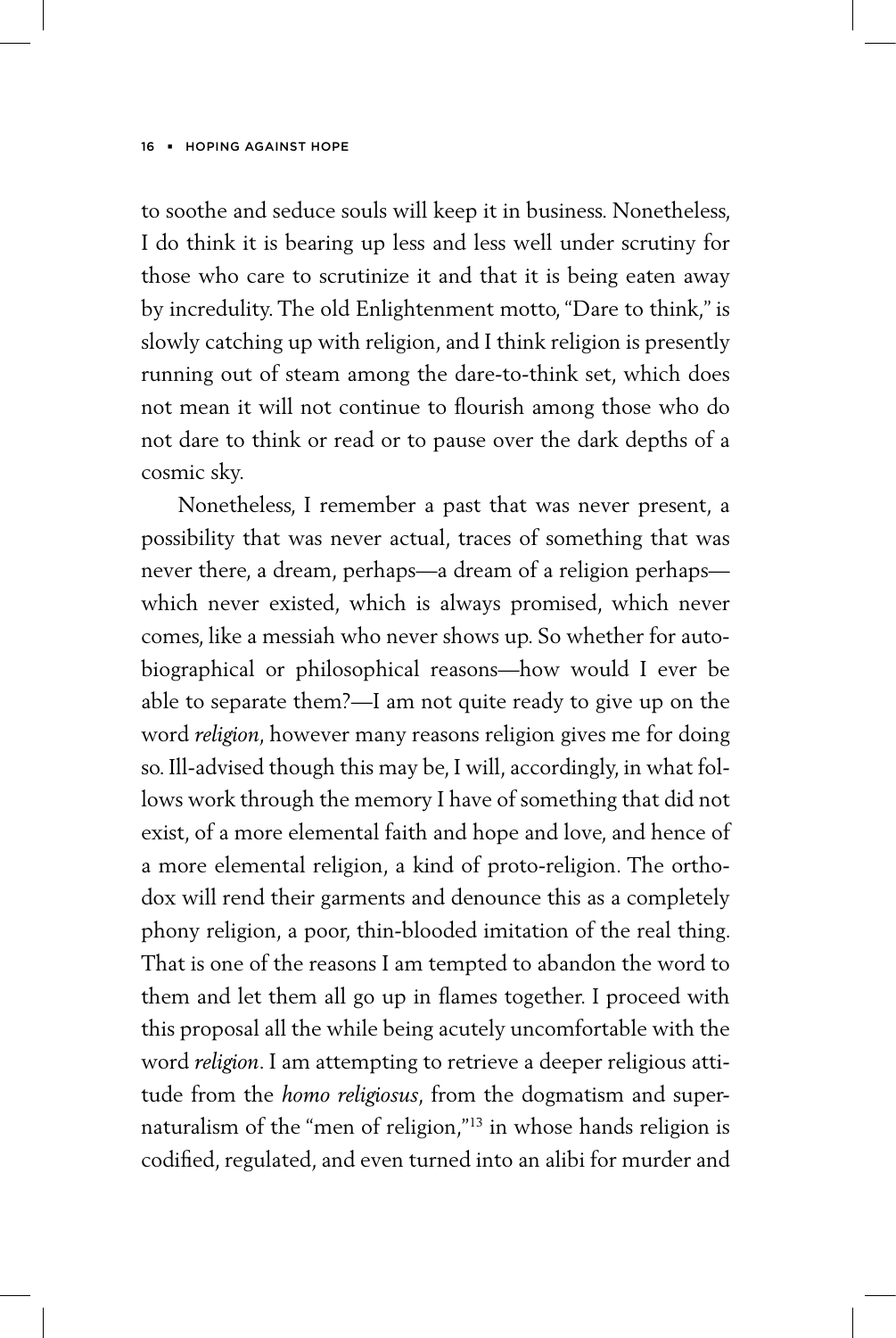to soothe and seduce souls will keep it in business. Nonetheless, I do think it is bearing up less and less well under scrutiny for those who care to scrutinize it and that it is being eaten away by incredulity. The old Enlightenment motto, "Dare to think," is slowly catching up with religion, and I think religion is presently running out of steam among the dare-to-think set, which does not mean it will not continue to flourish among those who do not dare to think or read or to pause over the dark depths of a cosmic sky.

Nonetheless, I remember a past that was never present, a possibility that was never actual, traces of something that was never there, a dream, perhaps—a dream of a religion perhaps—which never existed, which is always promised, which never comes, like a messiah who never shows up. So whether for autobiographical or philosophical reasons—how would I ever be able to separate them?—I am not quite ready to give up on the word *religion*, however many reasons religion gives me for doing so. Ill-advised though this may be, I will, accordingly, in what follows work through the memory I have of something that did not exist, of a more elemental faith and hope and love, and hence of a more elemental religion, a kind of proto-religion. The orthodox will rend their garments and denounce this as a completely phony religion, a poor, thin-blooded imitation of the real thing. That is one of the reasons I am tempted to abandon the word to them and let them all go up in flames together. I proceed with this proposal all the while being acutely uncomfortable with the word *religion*. I am attempting to retrieve a deeper religious attitude from the *homo religiosus*, from the dogmatism and supernaturalism of the "men of religion,"[13] in whose hands religion is codified, regulated, and even turned into an alibi for murder and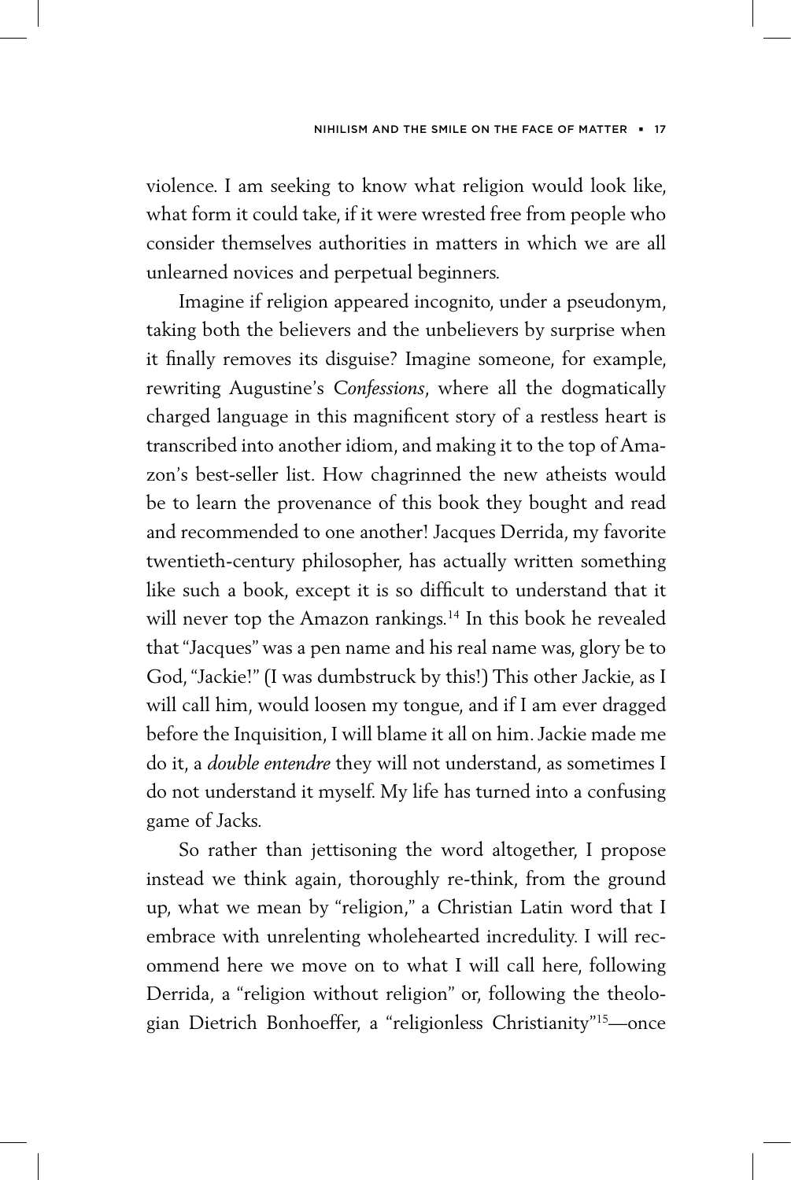violence. I am seeking to know what religion would look like, what form it could take, if it were wrested free from people who consider themselves authorities in matters in which we are all unlearned novices and perpetual beginners.

Imagine if religion appeared incognito, under a pseudonym, taking both the believers and the unbelievers by surprise when it finally removes its disguise? Imagine someone, for example, rewriting Augustine's *Confessions*, where all the dogmatically charged language in this magnificent story of a restless heart is transcribed into another idiom, and making it to the top of Amazon's best-seller list. How chagrinned the new atheists would be to learn the provenance of this book they bought and read and recommended to one another! Jacques Derrida, my favorite twentieth-century philosopher, has actually written something like such a book, except it is so difficult to understand that it will never top the Amazon rankings.[14] In this book he revealed that "Jacques" was a pen name and his real name was, glory be to God, "Jackie!" (I was dumbstruck by this!) This other Jackie, as I will call him, would loosen my tongue, and if I am ever dragged before the Inquisition, I will blame it all on him. Jackie made me do it, a *double entendre* they will not understand, as sometimes I do not understand it myself. My life has turned into a confusing game of Jacks.

So rather than jettisoning the word altogether, I propose instead we think again, thoroughly re-think, from the ground up, what we mean by "religion," a Christian Latin word that I embrace with unrelenting wholehearted incredulity. I will recommend here we move on to what I will call here, following Derrida, a "religion without religion" or, following the theologian Dietrich Bonhoeffer, a "religionless Christianity"[15]—once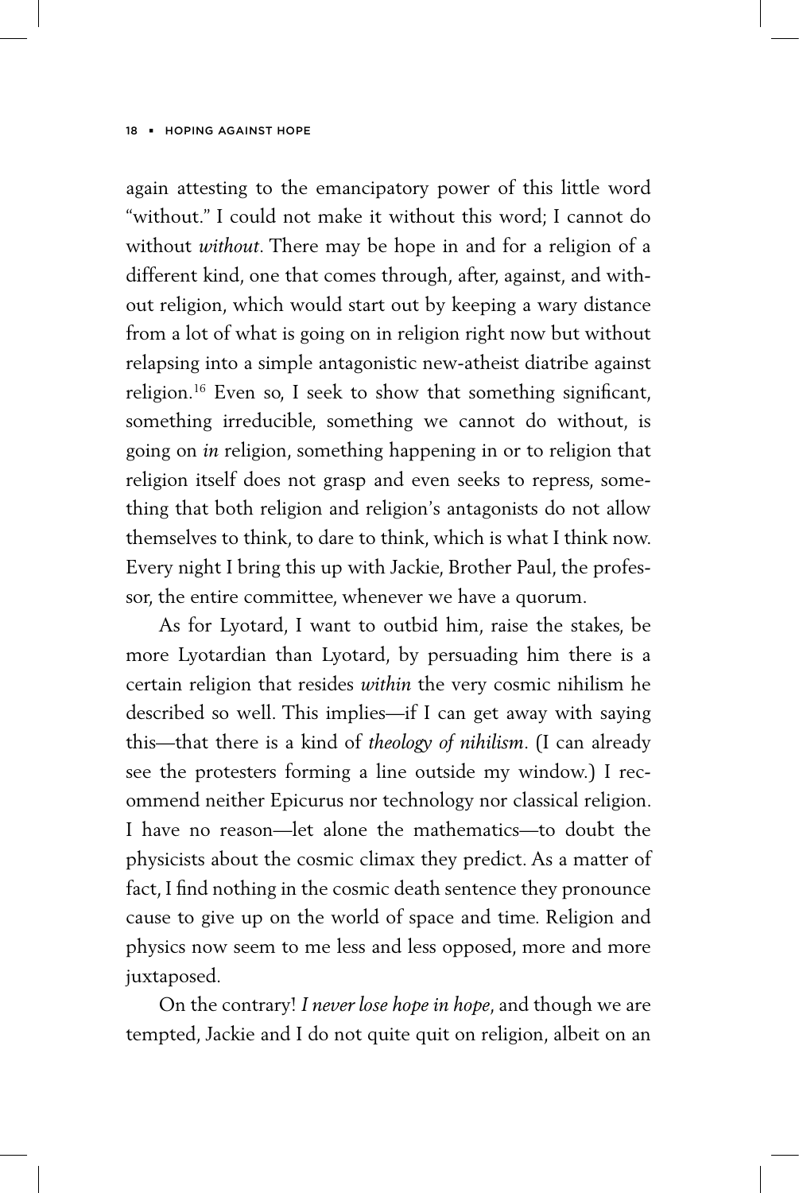again attesting to the emancipatory power of this little word "without." I could not make it without this word; I cannot do without *without*. There may be hope in and for a religion of a different kind, one that comes through, after, against, and without religion, which would start out by keeping a wary distance from a lot of what is going on in religion right now but without relapsing into a simple antagonistic new-atheist diatribe against religion.[16] Even so, I seek to show that something significant, something irreducible, something we cannot do without, is going on *in* religion, something happening in or to religion that religion itself does not grasp and even seeks to repress, something that both religion and religion's antagonists do not allow themselves to think, to dare to think, which is what I think now. Every night I bring this up with Jackie, Brother Paul, the professor, the entire committee, whenever we have a quorum.

As for Lyotard, I want to outbid him, raise the stakes, be more Lyotardian than Lyotard, by persuading him there is a certain religion that resides *within* the very cosmic nihilism he described so well. This implies—if I can get away with saying this—that there is a kind of *theology of nihilism*. (I can already see the protesters forming a line outside my window.) I recommend neither Epicurus nor technology nor classical religion. I have no reason—let alone the mathematics—to doubt the physicists about the cosmic climax they predict. As a matter of fact, I find nothing in the cosmic death sentence they pronounce cause to give up on the world of space and time. Religion and physics now seem to me less and less opposed, more and more juxtaposed.

On the contrary! *I never lose hope in hope*, and though we are tempted, Jackie and I do not quite quit on religion, albeit on an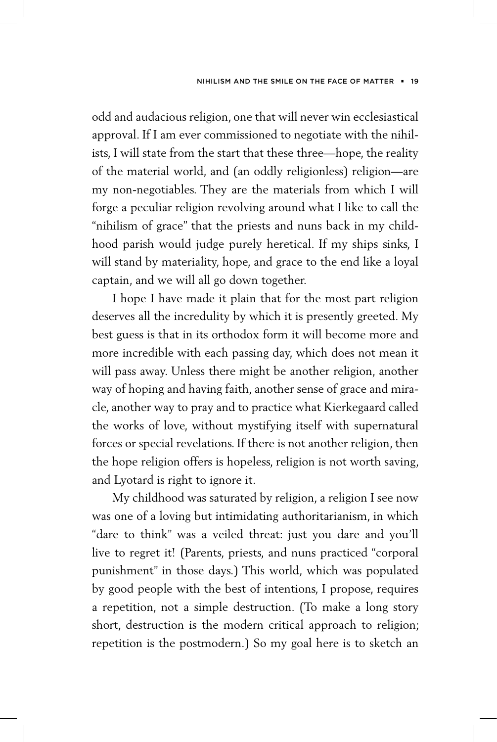odd and audacious religion, one that will never win ecclesiastical approval. If I am ever commissioned to negotiate with the nihilists, I will state from the start that these three—hope, the reality of the material world, and (an oddly religionless) religion—are my non-negotiables. They are the materials from which I will forge a peculiar religion revolving around what I like to call the "nihilism of grace" that the priests and nuns back in my childhood parish would judge purely heretical. If my ships sinks, I will stand by materiality, hope, and grace to the end like a loyal captain, and we will all go down together.

I hope I have made it plain that for the most part religion deserves all the incredulity by which it is presently greeted. My best guess is that in its orthodox form it will become more and more incredible with each passing day, which does not mean it will pass away. Unless there might be another religion, another way of hoping and having faith, another sense of grace and miracle, another way to pray and to practice what Kierkegaard called the works of love, without mystifying itself with supernatural forces or special revelations. If there is not another religion, then the hope religion offers is hopeless, religion is not worth saving, and Lyotard is right to ignore it.

My childhood was saturated by religion, a religion I see now was one of a loving but intimidating authoritarianism, in which "dare to think" was a veiled threat: just you dare and you'll live to regret it! (Parents, priests, and nuns practiced "corporal punishment" in those days.) This world, which was populated by good people with the best of intentions, I propose, requires a repetition, not a simple destruction. (To make a long story short, destruction is the modern critical approach to religion; repetition is the postmodern.) So my goal here is to sketch an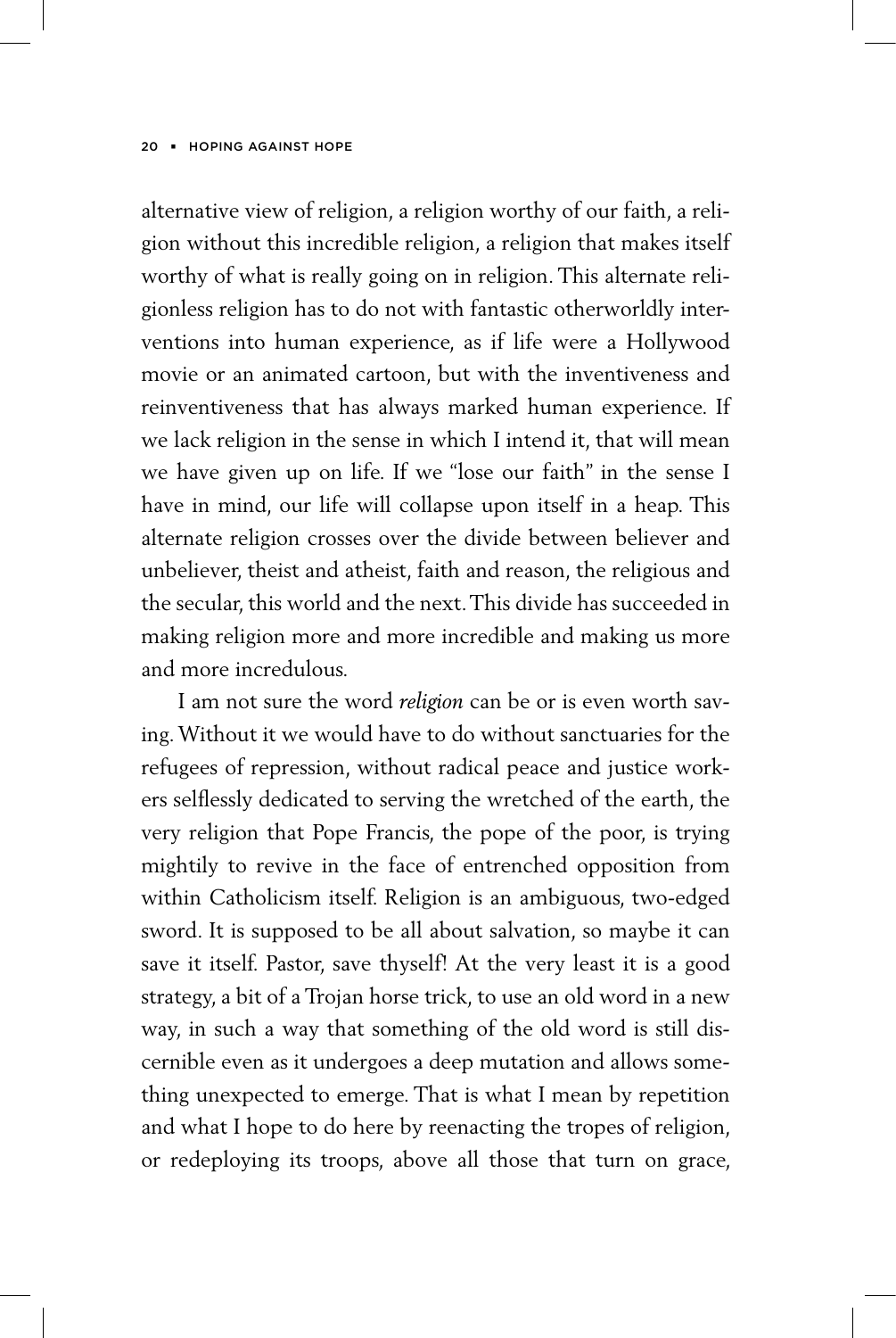alternative view of religion, a religion worthy of our faith, a religion without this incredible religion, a religion that makes itself worthy of what is really going on in religion. This alternate religionless religion has to do not with fantastic otherworldly interventions into human experience, as if life were a Hollywood movie or an animated cartoon, but with the inventiveness and reinventiveness that has always marked human experience. If we lack religion in the sense in which I intend it, that will mean we have given up on life. If we "lose our faith" in the sense I have in mind, our life will collapse upon itself in a heap. This alternate religion crosses over the divide between believer and unbeliever, theist and atheist, faith and reason, the religious and the secular, this world and the next. This divide has succeeded in making religion more and more incredible and making us more and more incredulous.

I am not sure the word *religion* can be or is even worth saving. Without it we would have to do without sanctuaries for the refugees of repression, without radical peace and justice workers selflessly dedicated to serving the wretched of the earth, the very religion that Pope Francis, the pope of the poor, is trying mightily to revive in the face of entrenched opposition from within Catholicism itself. Religion is an ambiguous, two-edged sword. It is supposed to be all about salvation, so maybe it can save it itself. Pastor, save thyself! At the very least it is a good strategy, a bit of a Trojan horse trick, to use an old word in a new way, in such a way that something of the old word is still discernible even as it undergoes a deep mutation and allows something unexpected to emerge. That is what I mean by repetition and what I hope to do here by reenacting the tropes of religion, or redeploying its troops, above all those that turn on grace,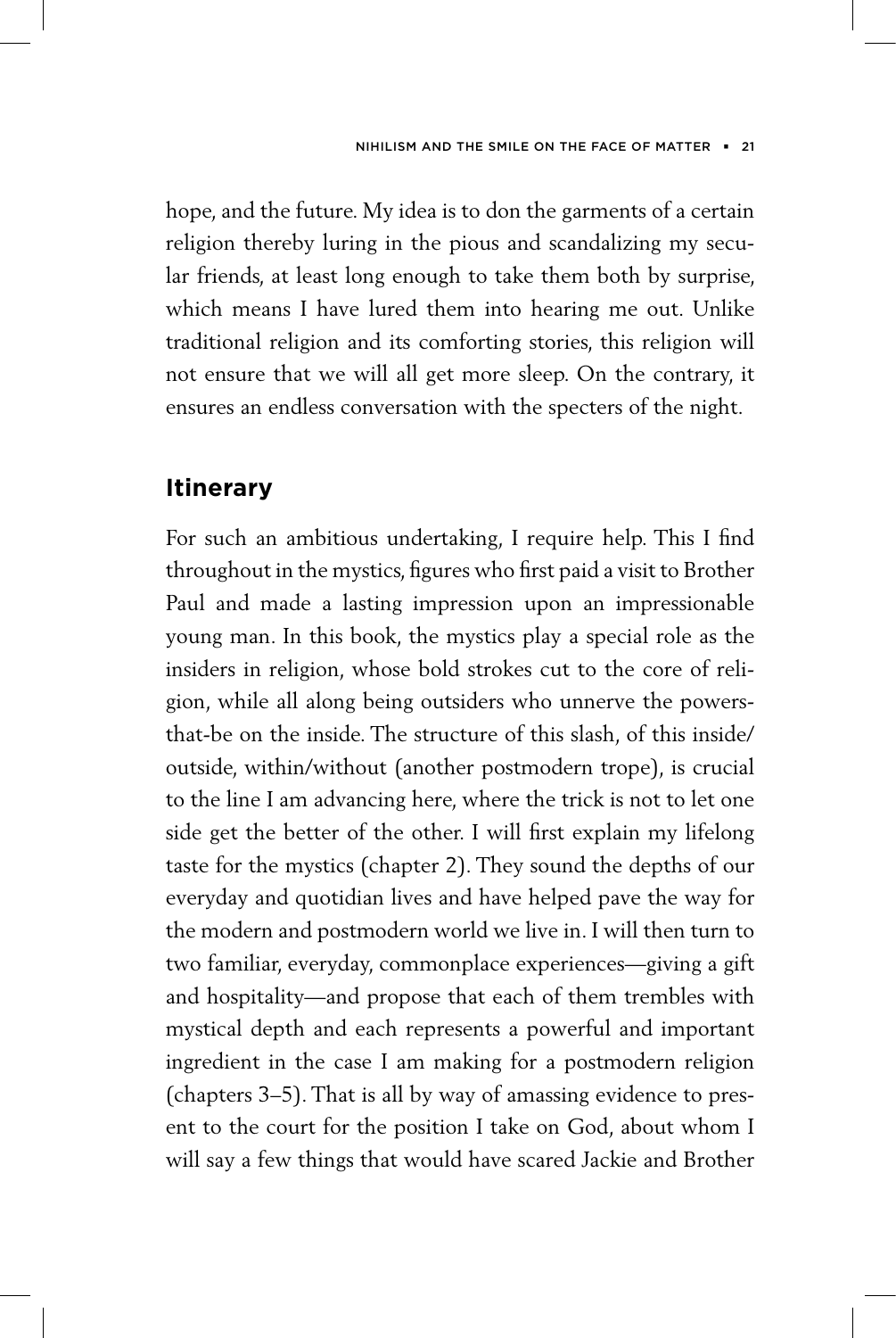hope, and the future. My idea is to don the garments of a certain religion thereby luring in the pious and scandalizing my secular friends, at least long enough to take them both by surprise, which means I have lured them into hearing me out. Unlike traditional religion and its comforting stories, this religion will not ensure that we will all get more sleep. On the contrary, it ensures an endless conversation with the specters of the night.

## Itinerary

For such an ambitious undertaking, I require help. This I find throughout in the mystics, figures who first paid a visit to Brother Paul and made a lasting impression upon an impressionable young man. In this book, the mystics play a special role as the insiders in religion, whose bold strokes cut to the core of religion, while all along being outsiders who unnerve the powers-that-be on the inside. The structure of this slash, of this inside/outside, within/without (another postmodern trope), is crucial to the line I am advancing here, where the trick is not to let one side get the better of the other. I will first explain my lifelong taste for the mystics (chapter 2). They sound the depths of our everyday and quotidian lives and have helped pave the way for the modern and postmodern world we live in. I will then turn to two familiar, everyday, commonplace experiences—giving a gift and hospitality—and propose that each of them trembles with mystical depth and each represents a powerful and important ingredient in the case I am making for a postmodern religion (chapters 3–5). That is all by way of amassing evidence to present to the court for the position I take on God, about whom I will say a few things that would have scared Jackie and Brother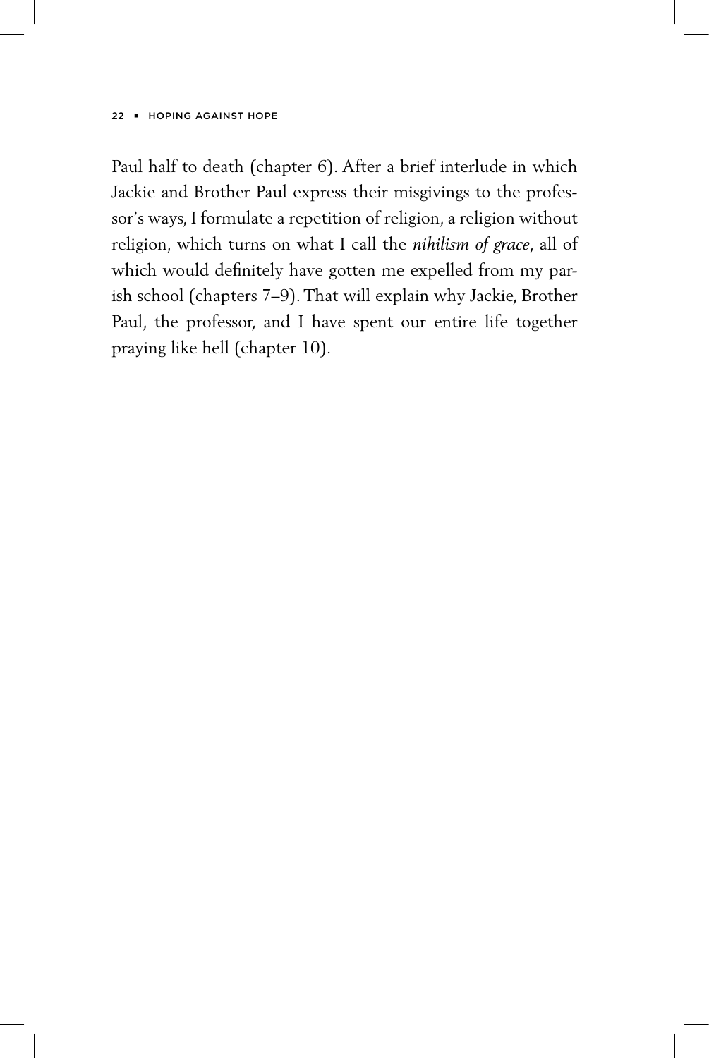Paul half to death (chapter 6). After a brief interlude in which Jackie and Brother Paul express their misgivings to the professor's ways, I formulate a repetition of religion, a religion without religion, which turns on what I call the *nihilism of grace*, all of which would definitely have gotten me expelled from my parish school (chapters 7–9). That will explain why Jackie, Brother Paul, the professor, and I have spent our entire life together praying like hell (chapter 10).